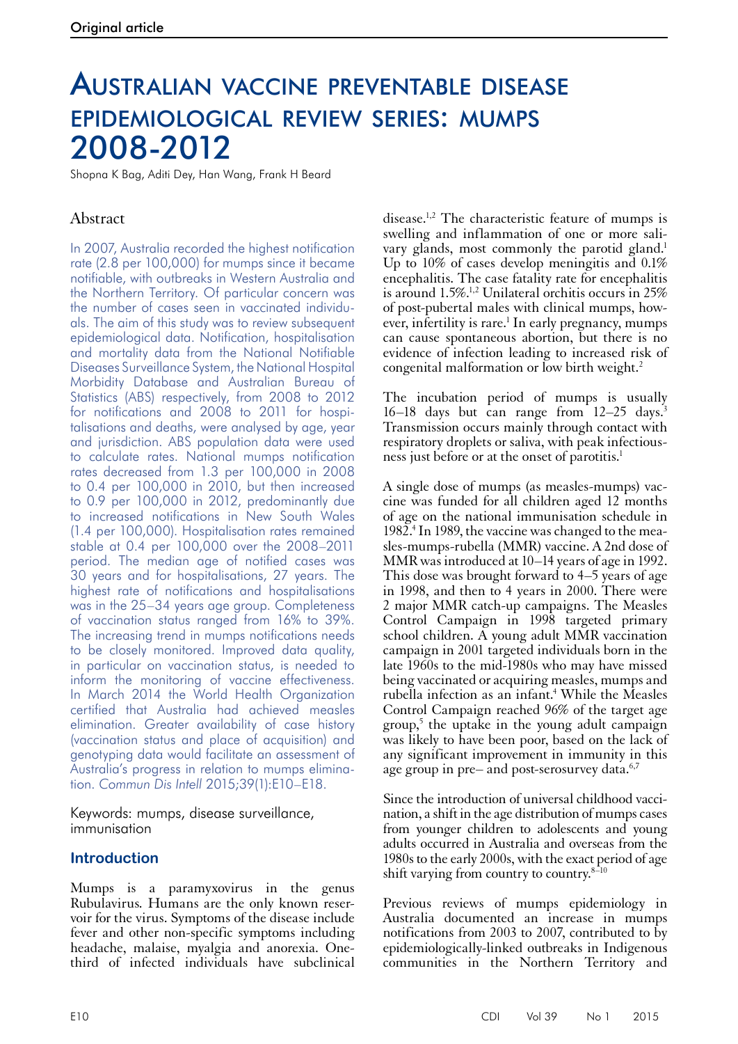Original article

# Australian vaccine preventable disease epidemiological review series: mumps 2008-2012

Shopna K Bag, Aditi Dey, Han Wang, Frank H Beard

## Abstract

In 2007, Australia recorded the highest notification rate (2.8 per 100,000) for mumps since it became notifiable, with outbreaks in Western Australia and the Northern Territory. Of particular concern was the number of cases seen in vaccinated individuals. The aim of this study was to review subsequent epidemiological data. Notification, hospitalisation and mortality data from the National Notifiable Diseases Surveillance System, the National Hospital Morbidity Database and Australian Bureau of Statistics (ABS) respectively, from 2008 to 2012 for notifications and 2008 to 2011 for hospitalisations and deaths, were analysed by age, year and jurisdiction. ABS population data were used to calculate rates. National mumps notification rates decreased from 1.3 per 100,000 in 2008 to 0.4 per 100,000 in 2010, but then increased to 0.9 per 100,000 in 2012, predominantly due to increased notifications in New South Wales (1.4 per 100,000). Hospitalisation rates remained stable at 0.4 per 100,000 over the 2008–2011 period. The median age of notified cases was 30 years and for hospitalisations, 27 years. The highest rate of notifications and hospitalisations was in the 25–34 years age group. Completeness of vaccination status ranged from 16% to 39%. The increasing trend in mumps notifications needs to be closely monitored. Improved data quality, in particular on vaccination status, is needed to inform the monitoring of vaccine effectiveness. In March 2014 the World Health Organization certified that Australia had achieved measles elimination. Greater availability of case history (vaccination status and place of acquisition) and genotyping data would facilitate an assessment of Australia's progress in relation to mumps elimination. *Commun Dis Intell* 2015;39(1):E10–E18.

Keywords: mumps, disease surveillance, immunisation

## Introduction

Mumps is a paramyxovirus in the genus Rubulavirus. Humans are the only known reservoir for the virus. Symptoms of the disease include fever and other non-specific symptoms including headache, malaise, myalgia and anorexia. One-third of infected individuals have subclinical disease.[1,2] The characteristic feature of mumps is swelling and inflammation of one or more salivary glands, most commonly the parotid gland.[1] Up to 10% of cases develop meningitis and 0.1% encephalitis. The case fatality rate for encephalitis is around 1.5%.[1,2] Unilateral orchitis occurs in 25% of post-pubertal males with clinical mumps, however, infertility is rare.[1] In early pregnancy, mumps can cause spontaneous abortion, but there is no evidence of infection leading to increased risk of congenital malformation or low birth weight.[2]

The incubation period of mumps is usually 16–18 days but can range from 12–25 days.[3] Transmission occurs mainly through contact with respiratory droplets or saliva, with peak infectiousness just before or at the onset of parotitis.[1]

A single dose of mumps (as measles-mumps) vaccine was funded for all children aged 12 months of age on the national immunisation schedule in 1982.[4] In 1989, the vaccine was changed to the measles-mumps-rubella (MMR) vaccine. A 2nd dose of MMR was introduced at 10–14 years of age in 1992. This dose was brought forward to 4–5 years of age in 1998, and then to 4 years in 2000. There were 2 major MMR catch-up campaigns. The Measles Control Campaign in 1998 targeted primary school children. A young adult MMR vaccination campaign in 2001 targeted individuals born in the late 1960s to the mid-1980s who may have missed being vaccinated or acquiring measles, mumps and rubella infection as an infant.[4] While the Measles Control Campaign reached 96% of the target age group,[5] the uptake in the young adult campaign was likely to have been poor, based on the lack of any significant improvement in immunity in this age group in pre– and post-serosurvey data.[6,7]

Since the introduction of universal childhood vaccination, a shift in the age distribution of mumps cases from younger children to adolescents and young adults occurred in Australia and overseas from the 1980s to the early 2000s, with the exact period of age shift varying from country to country.[8–10]

Previous reviews of mumps epidemiology in Australia documented an increase in mumps notifications from 2003 to 2007, contributed to by epidemiologically-linked outbreaks in Indigenous communities in the Northern Territory and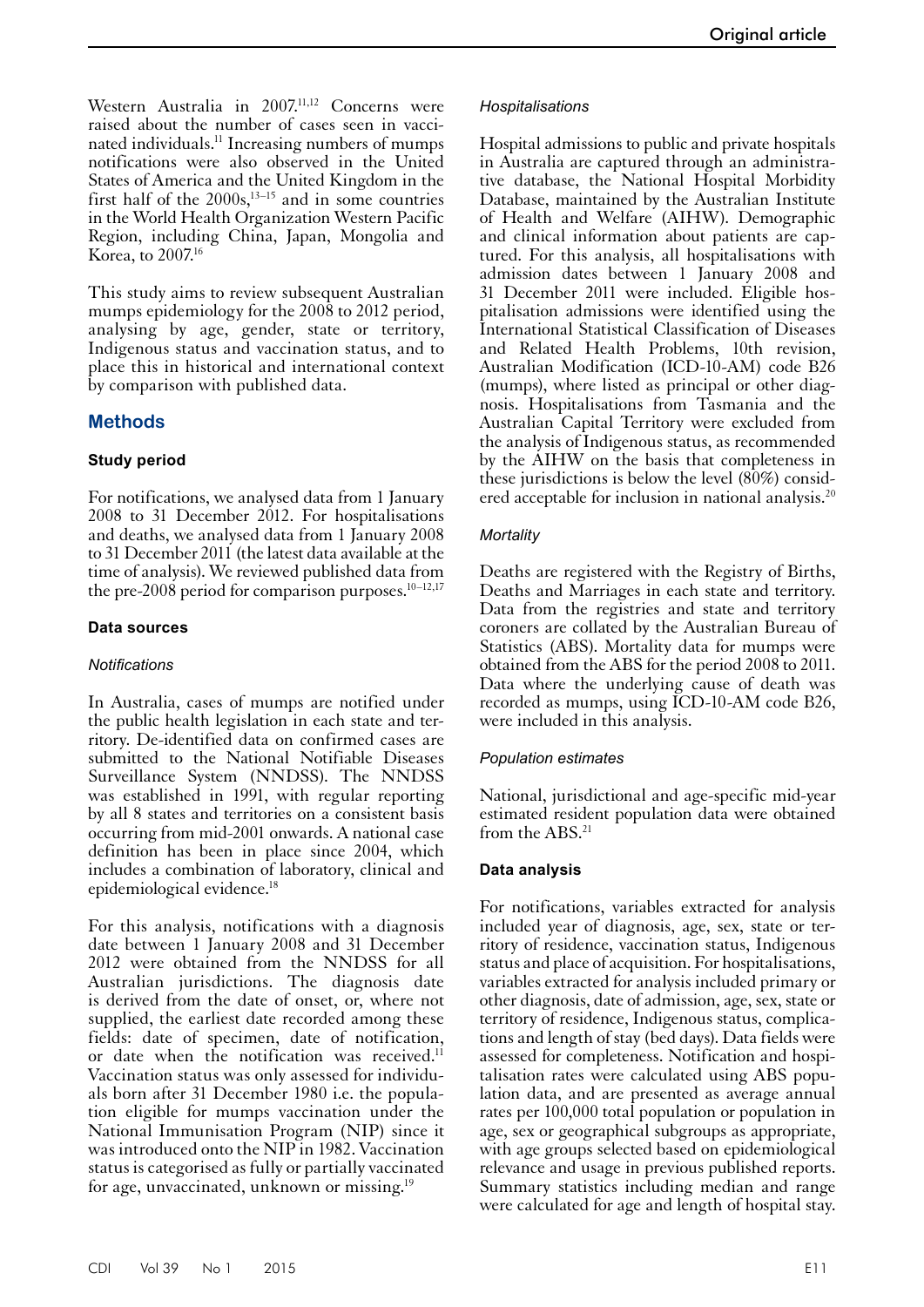Western Australia in 2007.[11,12] Concerns were raised about the number of cases seen in vaccinated individuals.[11] Increasing numbers of mumps notifications were also observed in the United States of America and the United Kingdom in the first half of the 2000s,[13–15] and in some countries in the World Health Organization Western Pacific Region, including China, Japan, Mongolia and Korea, to 2007.[16]

This study aims to review subsequent Australian mumps epidemiology for the 2008 to 2012 period, analysing by age, gender, state or territory, Indigenous status and vaccination status, and to place this in historical and international context by comparison with published data.

## Methods

### Study period

For notifications, we analysed data from 1 January 2008 to 31 December 2012. For hospitalisations and deaths, we analysed data from 1 January 2008 to 31 December 2011 (the latest data available at the time of analysis). We reviewed published data from the pre-2008 period for comparison purposes.[10–12,17]

### Data sources

#### *Notifications*

In Australia, cases of mumps are notified under the public health legislation in each state and territory. De-identified data on confirmed cases are submitted to the National Notifiable Diseases Surveillance System (NNDSS). The NNDSS was established in 1991, with regular reporting by all 8 states and territories on a consistent basis occurring from mid-2001 onwards. A national case definition has been in place since 2004, which includes a combination of laboratory, clinical and epidemiological evidence.[18]

For this analysis, notifications with a diagnosis date between 1 January 2008 and 31 December 2012 were obtained from the NNDSS for all Australian jurisdictions. The diagnosis date is derived from the date of onset, or, where not supplied, the earliest date recorded among these fields: date of specimen, date of notification, or date when the notification was received.[11] Vaccination status was only assessed for individuals born after 31 December 1980 i.e. the population eligible for mumps vaccination under the National Immunisation Program (NIP) since it was introduced onto the NIP in 1982. Vaccination status is categorised as fully or partially vaccinated for age, unvaccinated, unknown or missing.[19]

#### *Hospitalisations*

Hospital admissions to public and private hospitals in Australia are captured through an administrative database, the National Hospital Morbidity Database, maintained by the Australian Institute of Health and Welfare (AIHW). Demographic and clinical information about patients are captured. For this analysis, all hospitalisations with admission dates between 1 January 2008 and 31 December 2011 were included. Eligible hospitalisation admissions were identified using the International Statistical Classification of Diseases and Related Health Problems, 10th revision, Australian Modification (ICD-10-AM) code B26 (mumps), where listed as principal or other diagnosis. Hospitalisations from Tasmania and the Australian Capital Territory were excluded from the analysis of Indigenous status, as recommended by the AIHW on the basis that completeness in these jurisdictions is below the level (80%) considered acceptable for inclusion in national analysis.[20]

#### *Mortality*

Deaths are registered with the Registry of Births, Deaths and Marriages in each state and territory. Data from the registries and state and territory coroners are collated by the Australian Bureau of Statistics (ABS). Mortality data for mumps were obtained from the ABS for the period 2008 to 2011. Data where the underlying cause of death was recorded as mumps, using ICD-10-AM code B26, were included in this analysis.

#### *Population estimates*

National, jurisdictional and age-specific mid-year estimated resident population data were obtained from the ABS.[21]

### Data analysis

For notifications, variables extracted for analysis included year of diagnosis, age, sex, state or territory of residence, vaccination status, Indigenous status and place of acquisition. For hospitalisations, variables extracted for analysis included primary or other diagnosis, date of admission, age, sex, state or territory of residence, Indigenous status, complications and length of stay (bed days). Data fields were assessed for completeness. Notification and hospitalisation rates were calculated using ABS population data, and are presented as average annual rates per 100,000 total population or population in age, sex or geographical subgroups as appropriate, with age groups selected based on epidemiological relevance and usage in previous published reports. Summary statistics including median and range were calculated for age and length of hospital stay.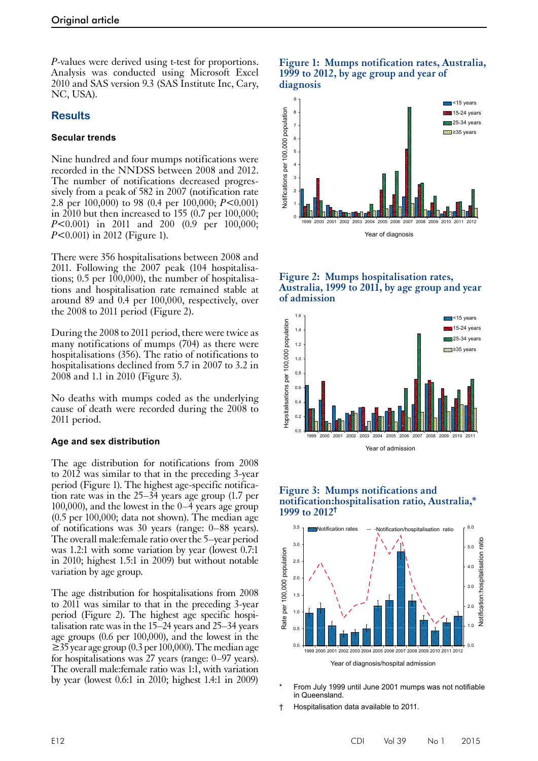*P*-values were derived using t-test for proportions. Analysis was conducted using Microsoft Excel 2010 and SAS version 9.3 (SAS Institute Inc, Cary, NC, USA).

## Results

### Secular trends

Nine hundred and four mumps notifications were recorded in the NNDSS between 2008 and 2012. The number of notifications decreased progressively from a peak of 582 in 2007 (notification rate 2.8 per 100,000) to 98 (0.4 per 100,000; $P<0.001$) in 2010 but then increased to 155 (0.7 per 100,000; $P<0.001$) in 2011 and 200 (0.9 per 100,000; $P<0.001$) in 2012 (Figure 1).

There were 356 hospitalisations between 2008 and 2011. Following the 2007 peak (104 hospitalisations; 0.5 per 100,000), the number of hospitalisations and hospitalisation rate remained stable at around 89 and 0.4 per 100,000, respectively, over the 2008 to 2011 period (Figure 2).

During the 2008 to 2011 period, there were twice as many notifications of mumps (704) as there were hospitalisations (356). The ratio of notifications to hospitalisations declined from 5.7 in 2007 to 3.2 in 2008 and 1.1 in 2010 (Figure 3).

No deaths with mumps coded as the underlying cause of death were recorded during the 2008 to 2011 period.

### Age and sex distribution

The age distribution for notifications from 2008 to 2012 was similar to that in the preceding 3-year period (Figure 1). The highest age-specific notification rate was in the 25–34 years age group (1.7 per 100,000), and the lowest in the 0–4 years age group (0.5 per 100,000; data not shown). The median age of notifications was 30 years (range: 0–88 years). The overall male:female ratio over the 5–year period was 1.2:1 with some variation by year (lowest 0.7:1 in 2010; highest 1.5:1 in 2009) but without notable variation by age group.

The age distribution for hospitalisations from 2008 to 2011 was similar to that in the preceding 3-year period (Figure 2). The highest age specific hospitalisation rate was in the 15–24 years and 25–34 years age groups (0.6 per 100,000), and the lowest in the ≥35 year age group (0.3 per 100,000). The median age for hospitalisations was 27 years (range: 0–97 years). The overall male:female ratio was 1:1, with variation by year (lowest 0.6:1 in 2010; highest 1.4:1 in 2009)

**Figure 1: Mumps notification rates, Australia, 1999 to 2012, by age group and year of diagnosis**

**Figure 2: Mumps hospitalisation rates, Australia, 1999 to 2011, by age group and year of admission**

**Figure 3: Mumps notifications and notification:hospitalisation ratio, Australia,\* 1999 to 2012†**

\* From July 1999 until June 2001 mumps was not notifiable in Queensland.

† Hospitalisation data available to 2011.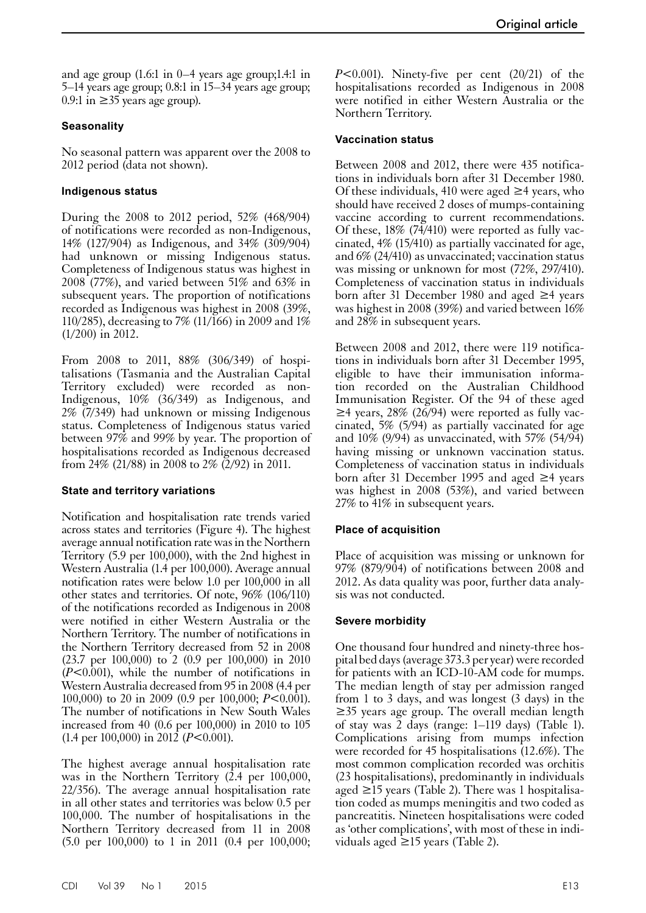and age group (1.6:1 in 0–4 years age group;1.4:1 in 5–14 years age group; 0.8:1 in 15–34 years age group; 0.9:1 in ≥35 years age group).

### Seasonality

No seasonal pattern was apparent over the 2008 to 2012 period (data not shown).

### Indigenous status

During the 2008 to 2012 period, 52% (468/904) of notifications were recorded as non-Indigenous, 14% (127/904) as Indigenous, and 34% (309/904) had unknown or missing Indigenous status. Completeness of Indigenous status was highest in 2008 (77%), and varied between 51% and 63% in subsequent years. The proportion of notifications recorded as Indigenous was highest in 2008 (39%, 110/285), decreasing to 7% (11/166) in 2009 and 1% (1/200) in 2012.

From 2008 to 2011, 88% (306/349) of hospitalisations (Tasmania and the Australian Capital Territory excluded) were recorded as non-Indigenous, 10% (36/349) as Indigenous, and 2% (7/349) had unknown or missing Indigenous status. Completeness of Indigenous status varied between 97% and 99% by year. The proportion of hospitalisations recorded as Indigenous decreased from 24% (21/88) in 2008 to 2% (2/92) in 2011.

### State and territory variations

Notification and hospitalisation rate trends varied across states and territories (Figure 4). The highest average annual notification rate was in the Northern Territory (5.9 per 100,000), with the 2nd highest in Western Australia (1.4 per 100,000). Average annual notification rates were below 1.0 per 100,000 in all other states and territories. Of note, 96% (106/110) of the notifications recorded as Indigenous in 2008 were notified in either Western Australia or the Northern Territory. The number of notifications in the Northern Territory decreased from 52 in 2008 (23.7 per 100,000) to 2 (0.9 per 100,000) in 2010 ($P<0.001$), while the number of notifications in Western Australia decreased from 95 in 2008 (4.4 per 100,000) to 20 in 2009 (0.9 per 100,000; $P<0.001$). The number of notifications in New South Wales increased from 40 (0.6 per 100,000) in 2010 to 105 (1.4 per 100,000) in 2012 ($P<0.001$).

The highest average annual hospitalisation rate was in the Northern Territory (2.4 per 100,000, 22/356). The average annual hospitalisation rate in all other states and territories was below 0.5 per 100,000. The number of hospitalisations in the Northern Territory decreased from 11 in 2008 (5.0 per 100,000) to 1 in 2011 (0.4 per 100,000; $P<0.001$). Ninety-five per cent (20/21) of the hospitalisations recorded as Indigenous in 2008 were notified in either Western Australia or the Northern Territory.

### Vaccination status

Between 2008 and 2012, there were 435 notifications in individuals born after 31 December 1980. Of these individuals, 410 were aged ≥4 years, who should have received 2 doses of mumps-containing vaccine according to current recommendations. Of these, 18% (74/410) were reported as fully vaccinated, 4% (15/410) as partially vaccinated for age, and 6% (24/410) as unvaccinated; vaccination status was missing or unknown for most (72%, 297/410). Completeness of vaccination status in individuals born after 31 December 1980 and aged ≥4 years was highest in 2008 (39%) and varied between 16% and 28% in subsequent years.

Between 2008 and 2012, there were 119 notifications in individuals born after 31 December 1995, eligible to have their immunisation information recorded on the Australian Childhood Immunisation Register. Of the 94 of these aged ≥4 years, 28% (26/94) were reported as fully vaccinated, 5% (5/94) as partially vaccinated for age and 10% (9/94) as unvaccinated, with 57% (54/94) having missing or unknown vaccination status. Completeness of vaccination status in individuals born after 31 December 1995 and aged ≥4 years was highest in 2008 (53%), and varied between 27% to 41% in subsequent years.

### Place of acquisition

Place of acquisition was missing or unknown for 97% (879/904) of notifications between 2008 and 2012. As data quality was poor, further data analysis was not conducted.

### Severe morbidity

One thousand four hundred and ninety-three hospital bed days (average 373.3 per year) were recorded for patients with an ICD-10-AM code for mumps. The median length of stay per admission ranged from 1 to 3 days, and was longest (3 days) in the ≥35 years age group. The overall median length of stay was 2 days (range: 1–119 days) (Table 1). Complications arising from mumps infection were recorded for 45 hospitalisations (12.6%). The most common complication recorded was orchitis (23 hospitalisations), predominantly in individuals aged ≥15 years (Table 2). There was 1 hospitalisation coded as mumps meningitis and two coded as pancreatitis. Nineteen hospitalisations were coded as 'other complications', with most of these in individuals aged ≥15 years (Table 2).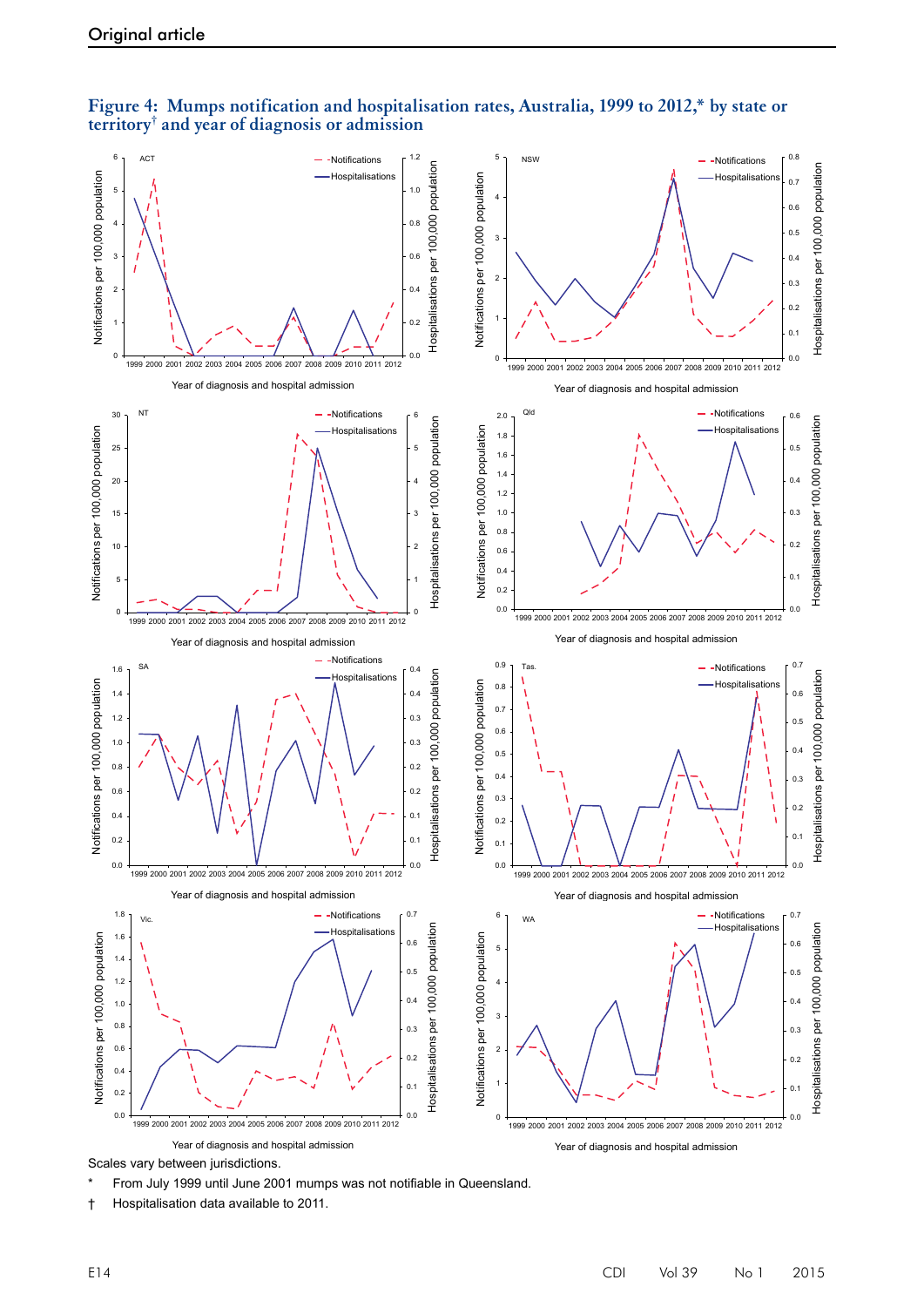## Figure 4: Mumps notification and hospitalisation rates, Australia, 1999 to 2012,* by state or territory[†] and year of diagnosis or admission

Scales vary between jurisdictions.

\* From July 1999 until June 2001 mumps was not notifiable in Queensland.

† Hospitalisation data available to 2011.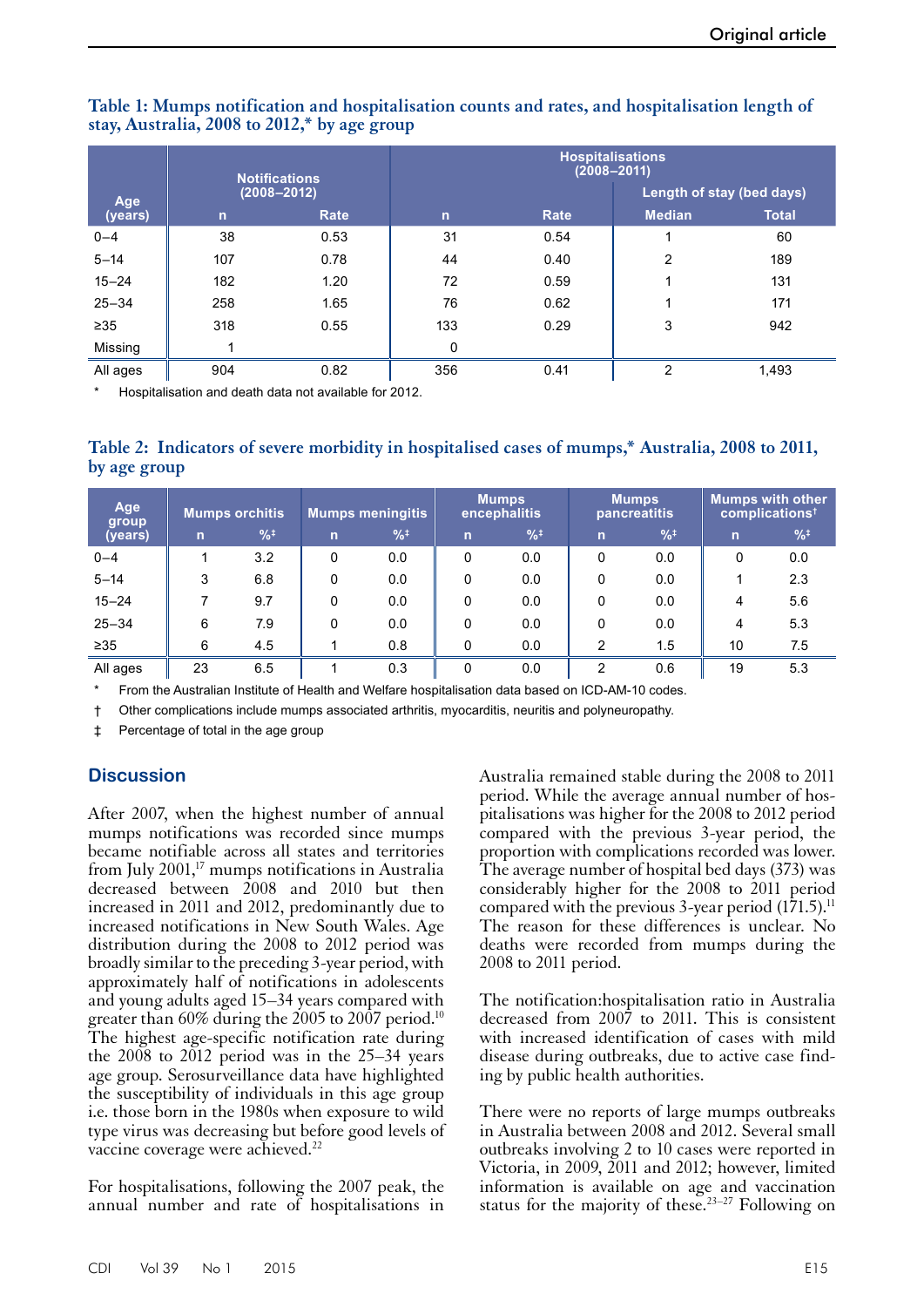**Table 1: Mumps notification and hospitalisation counts and rates, and hospitalisation length of stay, Australia, 2008 to 2012,* by age group**

| Age (years) | Notifications (2008–2012) | | Hospitalisations (2008–2011) | | | |
|---|---|---|---|---|---|---|
| | | | | | Length of stay (bed days) | |
| | n | Rate | n | Rate | Median | Total |
| 0–4 | 38 | 0.53 | 31 | 0.54 | 1 | 60 |
| 5–14 | 107 | 0.78 | 44 | 0.40 | 2 | 189 |
| 15–24 | 182 | 1.20 | 72 | 0.59 | 1 | 131 |
| 25–34 | 258 | 1.65 | 76 | 0.62 | 1 | 171 |
| ≥35 | 318 | 0.55 | 133 | 0.29 | 3 | 942 |
| Missing | 1 | | 0 | | | |
| All ages | 904 | 0.82 | 356 | 0.41 | 2 | 1,493 |

\* Hospitalisation and death data not available for 2012.

**Table 2: Indicators of severe morbidity in hospitalised cases of mumps,* Australia, 2008 to 2011, by age group**

| Age group (years) | Mumps orchitis | | Mumps meningitis | | Mumps encephalitis | | Mumps pancreatitis | | Mumps with other complications† | |
|---|---|---|---|---|---|---|---|---|---|---|
| | n | %‡ | n | %‡ | n | %‡ | n | %‡ | n | %‡ |
| 0–4 | 1 | 3.2 | 0 | 0.0 | 0 | 0.0 | 0 | 0.0 | 0 | 0.0 |
| 5–14 | 3 | 6.8 | 0 | 0.0 | 0 | 0.0 | 0 | 0.0 | 1 | 2.3 |
| 15–24 | 7 | 9.7 | 0 | 0.0 | 0 | 0.0 | 0 | 0.0 | 4 | 5.6 |
| 25–34 | 6 | 7.9 | 0 | 0.0 | 0 | 0.0 | 0 | 0.0 | 4 | 5.3 |
| ≥35 | 6 | 4.5 | 1 | 0.8 | 0 | 0.0 | 2 | 1.5 | 10 | 7.5 |
| All ages | 23 | 6.5 | 1 | 0.3 | 0 | 0.0 | 2 | 0.6 | 19 | 5.3 |

\* From the Australian Institute of Health and Welfare hospitalisation data based on ICD-AM-10 codes.

† Other complications include mumps associated arthritis, myocarditis, neuritis and polyneuropathy.

‡ Percentage of total in the age group

## Discussion

After 2007, when the highest number of annual mumps notifications was recorded since mumps became notifiable across all states and territories from July 2001,[17] mumps notifications in Australia decreased between 2008 and 2010 but then increased in 2011 and 2012, predominantly due to increased notifications in New South Wales. Age distribution during the 2008 to 2012 period was broadly similar to the preceding 3-year period, with approximately half of notifications in adolescents and young adults aged 15–34 years compared with greater than 60% during the 2005 to 2007 period.[10] The highest age-specific notification rate during the 2008 to 2012 period was in the 25–34 years age group. Serosurveillance data have highlighted the susceptibility of individuals in this age group i.e. those born in the 1980s when exposure to wild type virus was decreasing but before good levels of vaccine coverage were achieved.[22]

For hospitalisations, following the 2007 peak, the annual number and rate of hospitalisations in Australia remained stable during the 2008 to 2011 period. While the average annual number of hospitalisations was higher for the 2008 to 2012 period compared with the previous 3-year period, the proportion with complications recorded was lower. The average number of hospital bed days (373) was considerably higher for the 2008 to 2011 period compared with the previous 3-year period (171.5).[11] The reason for these differences is unclear. No deaths were recorded from mumps during the 2008 to 2011 period.

The notification:hospitalisation ratio in Australia decreased from 2007 to 2011. This is consistent with increased identification of cases with mild disease during outbreaks, due to active case finding by public health authorities.

There were no reports of large mumps outbreaks in Australia between 2008 and 2012. Several small outbreaks involving 2 to 10 cases were reported in Victoria, in 2009, 2011 and 2012; however, limited information is available on age and vaccination status for the majority of these.[23–27] Following on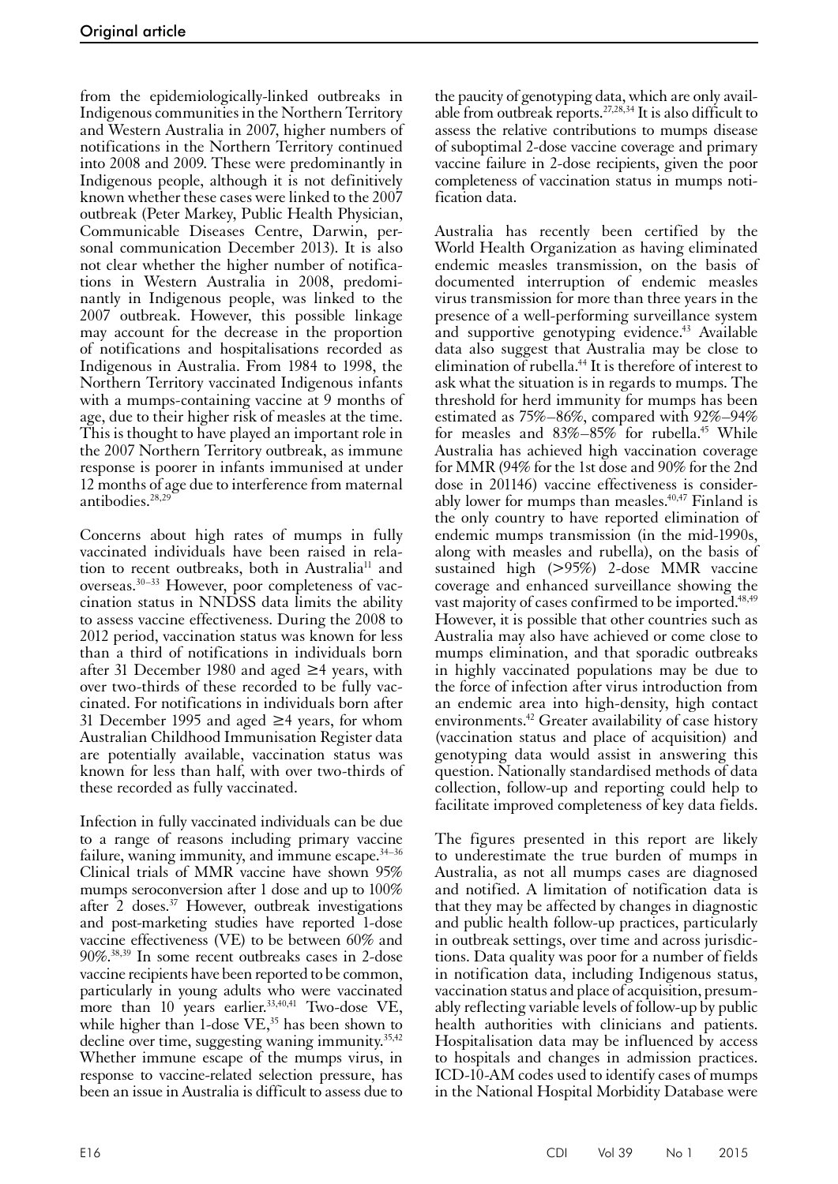from the epidemiologically-linked outbreaks in Indigenous communities in the Northern Territory and Western Australia in 2007, higher numbers of notifications in the Northern Territory continued into 2008 and 2009. These were predominantly in Indigenous people, although it is not definitively known whether these cases were linked to the 2007 outbreak (Peter Markey, Public Health Physician, Communicable Diseases Centre, Darwin, personal communication December 2013). It is also not clear whether the higher number of notifications in Western Australia in 2008, predominantly in Indigenous people, was linked to the 2007 outbreak. However, this possible linkage may account for the decrease in the proportion of notifications and hospitalisations recorded as Indigenous in Australia. From 1984 to 1998, the Northern Territory vaccinated Indigenous infants with a mumps-containing vaccine at 9 months of age, due to their higher risk of measles at the time. This is thought to have played an important role in the 2007 Northern Territory outbreak, as immune response is poorer in infants immunised at under 12 months of age due to interference from maternal antibodies.[28,29]

Concerns about high rates of mumps in fully vaccinated individuals have been raised in relation to recent outbreaks, both in Australia[11] and overseas.[30–33] However, poor completeness of vaccination status in NNDSS data limits the ability to assess vaccine effectiveness. During the 2008 to 2012 period, vaccination status was known for less than a third of notifications in individuals born after 31 December 1980 and aged ≥4 years, with over two-thirds of these recorded to be fully vaccinated. For notifications in individuals born after 31 December 1995 and aged ≥4 years, for whom Australian Childhood Immunisation Register data are potentially available, vaccination status was known for less than half, with over two-thirds of these recorded as fully vaccinated.

Infection in fully vaccinated individuals can be due to a range of reasons including primary vaccine failure, waning immunity, and immune escape.[34–36] Clinical trials of MMR vaccine have shown 95% mumps seroconversion after 1 dose and up to 100% after 2 doses.[37] However, outbreak investigations and post-marketing studies have reported 1-dose vaccine effectiveness (VE) to be between 60% and 90%.[38,39] In some recent outbreaks cases in 2-dose vaccine recipients have been reported to be common, particularly in young adults who were vaccinated more than 10 years earlier.[33,40,41] Two-dose VE, while higher than 1-dose VE,[35] has been shown to decline over time, suggesting waning immunity.[35,42] Whether immune escape of the mumps virus, in response to vaccine-related selection pressure, has been an issue in Australia is difficult to assess due to the paucity of genotyping data, which are only available from outbreak reports.[27,28,34] It is also difficult to assess the relative contributions to mumps disease of suboptimal 2-dose vaccine coverage and primary vaccine failure in 2-dose recipients, given the poor completeness of vaccination status in mumps notification data.

Australia has recently been certified by the World Health Organization as having eliminated endemic measles transmission, on the basis of documented interruption of endemic measles virus transmission for more than three years in the presence of a well-performing surveillance system and supportive genotyping evidence.[43] Available data also suggest that Australia may be close to elimination of rubella.[44] It is therefore of interest to ask what the situation is in regards to mumps. The threshold for herd immunity for mumps has been estimated as 75%–86%, compared with 92%–94% for measles and 83%–85% for rubella.[45] While Australia has achieved high vaccination coverage for MMR (94% for the 1st dose and 90% for the 2nd dose in 2011[46]) vaccine effectiveness is considerably lower for mumps than measles.[40,47] Finland is the only country to have reported elimination of endemic mumps transmission (in the mid-1990s, along with measles and rubella), on the basis of sustained high (>95%) 2-dose MMR vaccine coverage and enhanced surveillance showing the vast majority of cases confirmed to be imported.[48,49] However, it is possible that other countries such as Australia may also have achieved or come close to mumps elimination, and that sporadic outbreaks in highly vaccinated populations may be due to the force of infection after virus introduction from an endemic area into high-density, high contact environments.[42] Greater availability of case history (vaccination status and place of acquisition) and genotyping data would assist in answering this question. Nationally standardised methods of data collection, follow-up and reporting could help to facilitate improved completeness of key data fields.

The figures presented in this report are likely to underestimate the true burden of mumps in Australia, as not all mumps cases are diagnosed and notified. A limitation of notification data is that they may be affected by changes in diagnostic and public health follow-up practices, particularly in outbreak settings, over time and across jurisdictions. Data quality was poor for a number of fields in notification data, including Indigenous status, vaccination status and place of acquisition, presumably reflecting variable levels of follow-up by public health authorities with clinicians and patients. Hospitalisation data may be influenced by access to hospitals and changes in admission practices. ICD-10-AM codes used to identify cases of mumps in the National Hospital Morbidity Database were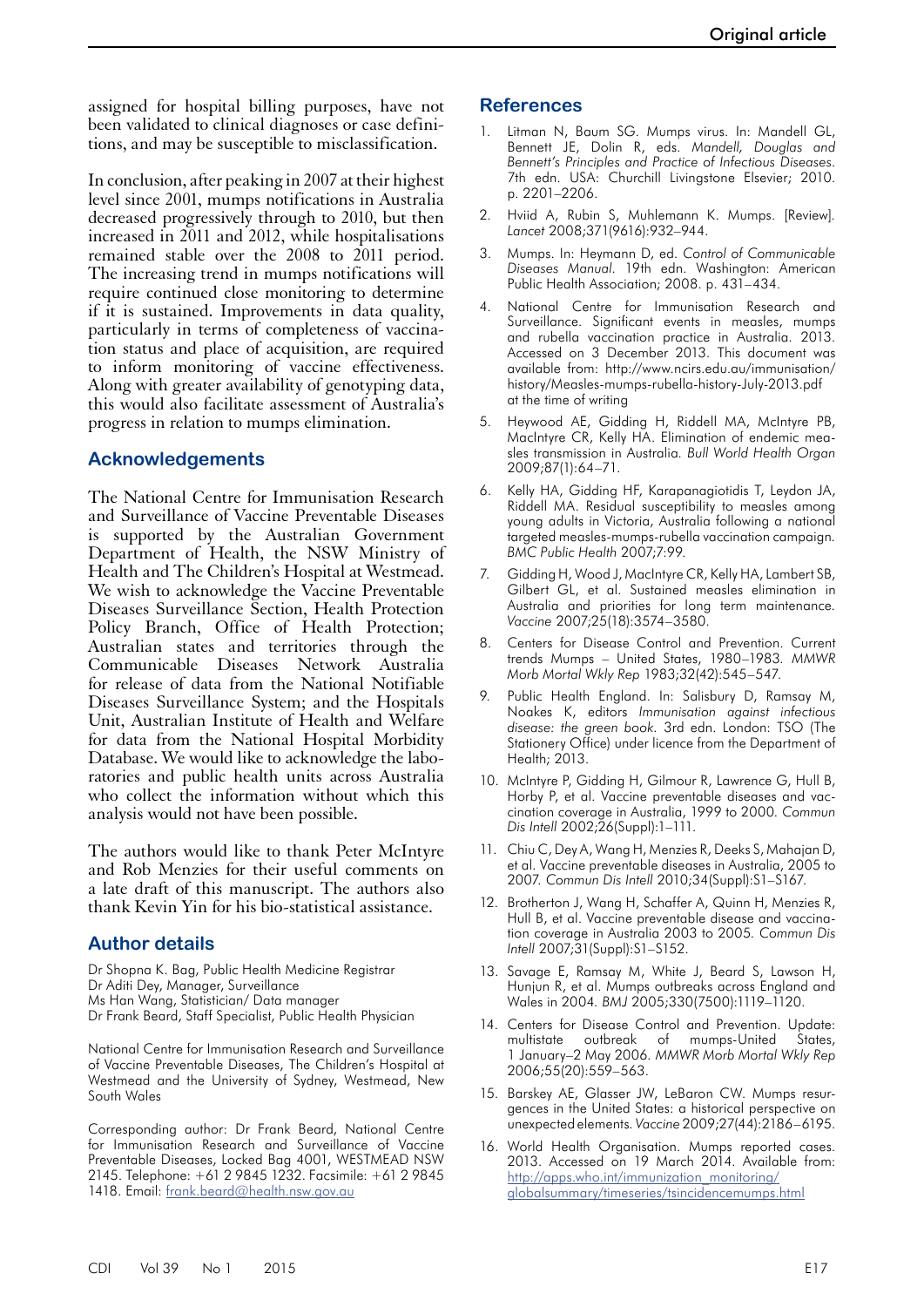assigned for hospital billing purposes, have not been validated to clinical diagnoses or case definitions, and may be susceptible to misclassification.

In conclusion, after peaking in 2007 at their highest level since 2001, mumps notifications in Australia decreased progressively through to 2010, but then increased in 2011 and 2012, while hospitalisations remained stable over the 2008 to 2011 period. The increasing trend in mumps notifications will require continued close monitoring to determine if it is sustained. Improvements in data quality, particularly in terms of completeness of vaccination status and place of acquisition, are required to inform monitoring of vaccine effectiveness. Along with greater availability of genotyping data, this would also facilitate assessment of Australia's progress in relation to mumps elimination.

## Acknowledgements

The National Centre for Immunisation Research and Surveillance of Vaccine Preventable Diseases is supported by the Australian Government Department of Health, the NSW Ministry of Health and The Children's Hospital at Westmead. We wish to acknowledge the Vaccine Preventable Diseases Surveillance Section, Health Protection Policy Branch, Office of Health Protection; Australian states and territories through the Communicable Diseases Network Australia for release of data from the National Notifiable Diseases Surveillance System; and the Hospitals Unit, Australian Institute of Health and Welfare for data from the National Hospital Morbidity Database. We would like to acknowledge the laboratories and public health units across Australia who collect the information without which this analysis would not have been possible.

The authors would like to thank Peter McIntyre and Rob Menzies for their useful comments on a late draft of this manuscript. The authors also thank Kevin Yin for his bio-statistical assistance.

## Author details

Dr Shopna K. Bag, Public Health Medicine Registrar
Dr Aditi Dey, Manager, Surveillance
Ms Han Wang, Statistician/ Data manager
Dr Frank Beard, Staff Specialist, Public Health Physician

National Centre for Immunisation Research and Surveillance of Vaccine Preventable Diseases, The Children's Hospital at Westmead and the University of Sydney, Westmead, New South Wales

Corresponding author: Dr Frank Beard, National Centre for Immunisation Research and Surveillance of Vaccine Preventable Diseases, Locked Bag 4001, WESTMEAD NSW 2145. Telephone: +61 2 9845 1232. Facsimile: +61 2 9845 1418. Email: frank.beard@health.nsw.gov.au

## References

1. Litman N, Baum SG. Mumps virus. In: Mandell GL, Bennett JE, Dolin R, eds. *Mandell, Douglas and Bennett's Principles and Practice of Infectious Diseases.* 7th edn. USA: Churchill Livingstone Elsevier; 2010. p. 2201–2206.
2. Hviid A, Rubin S, Muhlemann K. Mumps. [Review]. *Lancet* 2008;371(9616):932–944.
3. Mumps. In: Heymann D, ed. *Control of Communicable Diseases Manual.* 19th edn. Washington: American Public Health Association; 2008. p. 431–434.
4. National Centre for Immunisation Research and Surveillance. Significant events in measles, mumps and rubella vaccination practice in Australia. 2013. Accessed on 3 December 2013. This document was available from: http://www.ncirs.edu.au/immunisation/history/Measles-mumps-rubella-history-July-2013.pdf at the time of writing
5. Heywood AE, Gidding H, Riddell MA, McIntyre PB, MacIntyre CR, Kelly HA. Elimination of endemic measles transmission in Australia. *Bull World Health Organ* 2009;87(1):64–71.
6. Kelly HA, Gidding HF, Karapanagiotidis T, Leydon JA, Riddell MA. Residual susceptibility to measles among young adults in Victoria, Australia following a national targeted measles-mumps-rubella vaccination campaign. *BMC Public Health* 2007;7:99.
7. Gidding H, Wood J, MacIntyre CR, Kelly HA, Lambert SB, Gilbert GL, et al. Sustained measles elimination in Australia and priorities for long term maintenance. *Vaccine* 2007;25(18):3574–3580.
8. Centers for Disease Control and Prevention. Current trends Mumps – United States, 1980–1983. *MMWR Morb Mortal Wkly Rep* 1983;32(42):545–547.
9. Public Health England. In: Salisbury D, Ramsay M, Noakes K, editors *Immunisation against infectious disease: the green book.* 3rd edn. London: TSO (The Stationery Office) under licence from the Department of Health; 2013.
10. McIntyre P, Gidding H, Gilmour R, Lawrence G, Hull B, Horby P, et al. Vaccine preventable diseases and vaccination coverage in Australia, 1999 to 2000. *Commun Dis Intell* 2002;26(Suppl):1–111.
11. Chiu C, Dey A, Wang H, Menzies R, Deeks S, Mahajan D, et al. Vaccine preventable diseases in Australia, 2005 to 2007. *Commun Dis Intell* 2010;34(Suppl):S1–S167.
12. Brotherton J, Wang H, Schaffer A, Quinn H, Menzies R, Hull B, et al. Vaccine preventable disease and vaccination coverage in Australia 2003 to 2005. *Commun Dis Intell* 2007;31(Suppl):S1–S152.
13. Savage E, Ramsay M, White J, Beard S, Lawson H, Hunjun R, et al. Mumps outbreaks across England and Wales in 2004. *BMJ* 2005;330(7500):1119–1120.
14. Centers for Disease Control and Prevention. Update: multistate outbreak of mumps-United States, 1 January–2 May 2006. *MMWR Morb Mortal Wkly Rep* 2006;55(20):559–563.
15. Barskey AE, Glasser JW, LeBaron CW. Mumps resurgences in the United States: a historical perspective on unexpected elements. *Vaccine* 2009;27(44):2186–6195.
16. World Health Organisation. Mumps reported cases. 2013. Accessed on 19 March 2014. Available from: http://apps.who.int/immunization_monitoring/globalsummary/timeseries/tsincidencemumps.html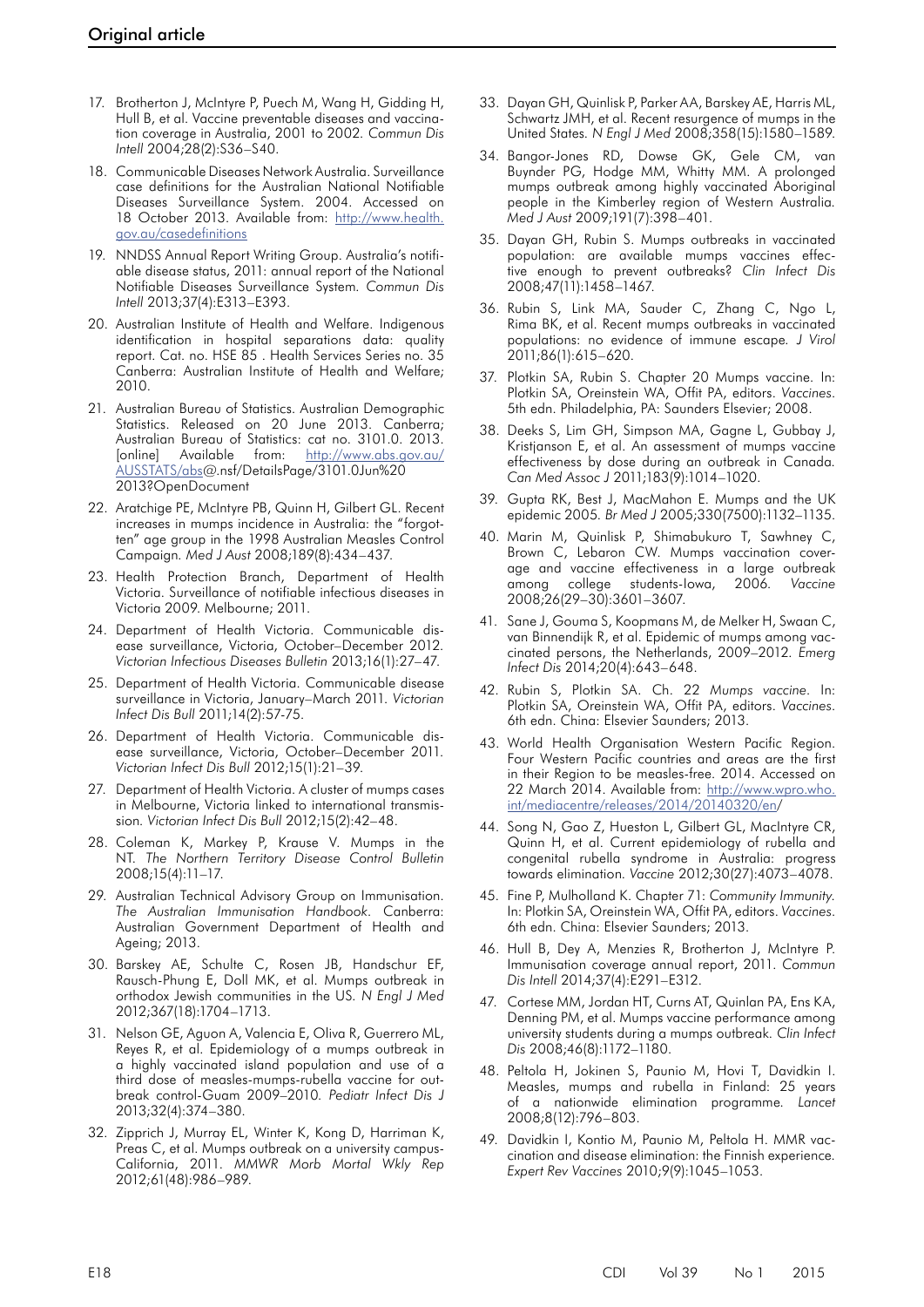17. Brotherton J, McIntyre P, Puech M, Wang H, Gidding H, Hull B, et al. Vaccine preventable diseases and vaccination coverage in Australia, 2001 to 2002. *Commun Dis Intell* 2004;28(2):S36–S40.

18. Communicable Diseases Network Australia. Surveillance case definitions for the Australian National Notifiable Diseases Surveillance System. 2004. Accessed on 18 October 2013. Available from: http://www.health.gov.au/casedefinitions

19. NNDSS Annual Report Writing Group. Australia's notifiable disease status, 2011: annual report of the National Notifiable Diseases Surveillance System. *Commun Dis Intell* 2013;37(4):E313–E393.

20. Australian Institute of Health and Welfare. Indigenous identification in hospital separations data: quality report. Cat. no. HSE 85 . Health Services Series no. 35 Canberra: Australian Institute of Health and Welfare; 2010.

21. Australian Bureau of Statistics. Australian Demographic Statistics. Released on 20 June 2013. Canberra; Australian Bureau of Statistics: cat no. 3101.0. 2013. [online] Available from: http://www.abs.gov.au/AUSSTATS/abs@.nsf/DetailsPage/3101.0Jun%20 2013?OpenDocument

22. Aratchige PE, McIntyre PB, Quinn H, Gilbert GL. Recent increases in mumps incidence in Australia: the "forgotten" age group in the 1998 Australian Measles Control Campaign. *Med J Aust* 2008;189(8):434–437.

23. Health Protection Branch, Department of Health Victoria. Surveillance of notifiable infectious diseases in Victoria 2009. Melbourne; 2011.

24. Department of Health Victoria. Communicable disease surveillance, Victoria, October–December 2012. *Victorian Infectious Diseases Bulletin* 2013;16(1):27–47.

25. Department of Health Victoria. Communicable disease surveillance in Victoria, January–March 2011. *Victorian Infect Dis Bull* 2011;14(2):57-75.

26. Department of Health Victoria. Communicable disease surveillance, Victoria, October–December 2011. *Victorian Infect Dis Bull* 2012;15(1):21–39.

27. Department of Health Victoria. A cluster of mumps cases in Melbourne, Victoria linked to international transmission. *Victorian Infect Dis Bull* 2012;15(2):42–48.

28. Coleman K, Markey P, Krause V. Mumps in the NT. *The Northern Territory Disease Control Bulletin* 2008;15(4):11–17.

29. Australian Technical Advisory Group on Immunisation. *The Australian Immunisation Handbook*. Canberra: Australian Government Department of Health and Ageing; 2013.

30. Barskey AE, Schulte C, Rosen JB, Handschur EF, Rausch-Phung E, Doll MK, et al. Mumps outbreak in orthodox Jewish communities in the US. *N Engl J Med* 2012;367(18):1704–1713.

31. Nelson GE, Aguon A, Valencia E, Oliva R, Guerrero ML, Reyes R, et al. Epidemiology of a mumps outbreak in a highly vaccinated island population and use of a third dose of measles-mumps-rubella vaccine for outbreak control-Guam 2009–2010. *Pediatr Infect Dis J* 2013;32(4):374–380.

32. Zipprich J, Murray EL, Winter K, Kong D, Harriman K, Preas C, et al. Mumps outbreak on a university campus-California, 2011. *MMWR Morb Mortal Wkly Rep* 2012;61(48):986–989.

33. Dayan GH, Quinlisk P, Parker AA, Barskey AE, Harris ML, Schwartz JMH, et al. Recent resurgence of mumps in the United States. *N Engl J Med* 2008;358(15):1580–1589.

34. Bangor-Jones RD, Dowse GK, Gele CM, van Buynder PG, Hodge MM, Whitty MM. A prolonged mumps outbreak among highly vaccinated Aboriginal people in the Kimberley region of Western Australia. *Med J Aust* 2009;191(7):398–401.

35. Dayan GH, Rubin S. Mumps outbreaks in vaccinated population: are available mumps vaccines effective enough to prevent outbreaks? *Clin Infect Dis* 2008;47(11):1458–1467.

36. Rubin S, Link MA, Sauder C, Zhang C, Ngo L, Rima BK, et al. Recent mumps outbreaks in vaccinated populations: no evidence of immune escape. *J Virol* 2011;86(1):615–620.

37. Plotkin SA, Rubin S. Chapter 20 Mumps vaccine. In: Plotkin SA, Oreinstein WA, Offit PA, editors. *Vaccines*. 5th edn. Philadelphia, PA: Saunders Elsevier; 2008.

38. Deeks S, Lim GH, Simpson MA, Gagne L, Gubbay J, Kristjanson E, et al. An assessment of mumps vaccine effectiveness by dose during an outbreak in Canada. *Can Med Assoc J* 2011;183(9):1014–1020.

39. Gupta RK, Best J, MacMahon E. Mumps and the UK epidemic 2005. *Br Med J* 2005;330(7500):1132–1135.

40. Marin M, Quinlisk P, Shimabukuro T, Sawhney C, Brown C, Lebaron CW. Mumps vaccination coverage and vaccine effectiveness in a large outbreak among college students-Iowa, 2006. *Vaccine* 2008;26(29–30):3601–3607.

41. Sane J, Gouma S, Koopmans M, de Melker H, Swaan C, van Binnendijk R, et al. Epidemic of mumps among vaccinated persons, the Netherlands, 2009–2012. *Emerg Infect Dis* 2014;20(4):643–648.

42. Rubin S, Plotkin SA. Ch. 22 *Mumps vaccine*. In: Plotkin SA, Oreinstein WA, Offit PA, editors. *Vaccines*. 6th edn. China: Elsevier Saunders; 2013.

43. World Health Organisation Western Pacific Region. Four Western Pacific countries and areas are the first in their Region to be measles-free. 2014. Accessed on 22 March 2014. Available from: http://www.wpro.who.int/mediacentre/releases/2014/20140320/en/

44. Song N, Gao Z, Hueston L, Gilbert GL, MacIntyre CR, Quinn H, et al. Current epidemiology of rubella and congenital rubella syndrome in Australia: progress towards elimination. *Vaccine* 2012;30(27):4073–4078.

45. Fine P, Mulholland K. Chapter 71: *Community Immunity*. In: Plotkin SA, Oreinstein WA, Offit PA, editors. *Vaccines*. 6th edn. China: Elsevier Saunders; 2013.

46. Hull B, Dey A, Menzies R, Brotherton J, McIntyre P. Immunisation coverage annual report, 2011. *Commun Dis Intell* 2014;37(4):E291–E312.

47. Cortese MM, Jordan HT, Curns AT, Quinlan PA, Ens KA, Denning PM, et al. Mumps vaccine performance among university students during a mumps outbreak. *Clin Infect Dis* 2008;46(8):1172–1180.

48. Peltola H, Jokinen S, Paunio M, Hovi T, Davidkin I. Measles, mumps and rubella in Finland: 25 years of a nationwide elimination programme. *Lancet* 2008;8(12):796–803.

49. Davidkin I, Kontio M, Paunio M, Peltola H. MMR vaccination and disease elimination: the Finnish experience. *Expert Rev Vaccines* 2010;9(9):1045–1053.